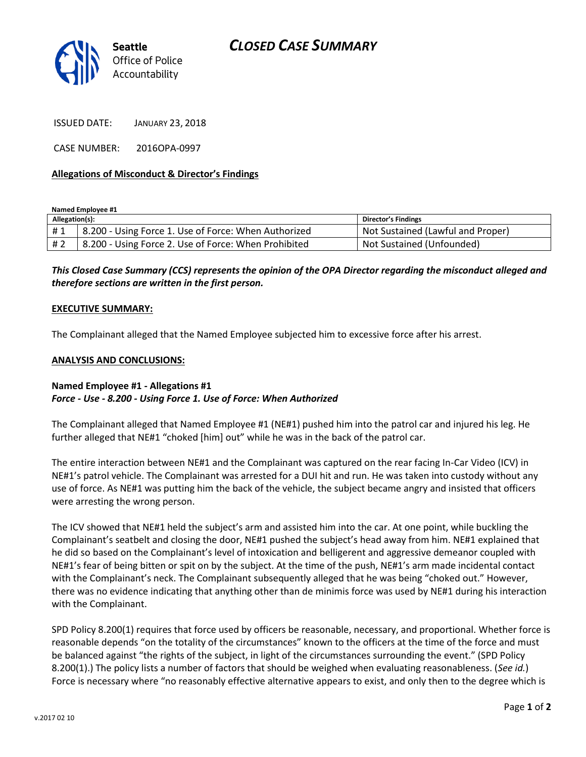**Seattle** Office of Police Accountability

# *CLOSED CASE SUMMARY*

ISSUED DATE: JANUARY 23, 2018

CASE NUMBER: 2016OPA-0997

**Allegations of Misconduct & Director's Findings**

**Named Employee #1**

| Allegation(s): | | Director's Findings |
|---|---|---|
| # 1 | 8.200 - Using Force 1. Use of Force: When Authorized | Not Sustained (Lawful and Proper) |
| # 2 | 8.200 - Using Force 2. Use of Force: When Prohibited | Not Sustained (Unfounded) |

***This Closed Case Summary (CCS) represents the opinion of the OPA Director regarding the misconduct alleged and therefore sections are written in the first person.***

**EXECUTIVE SUMMARY:**

The Complainant alleged that the Named Employee subjected him to excessive force after his arrest.

**ANALYSIS AND CONCLUSIONS:**

**Named Employee #1 - Allegations #1**
***Force - Use - 8.200 - Using Force 1. Use of Force: When Authorized***

The Complainant alleged that Named Employee #1 (NE#1) pushed him into the patrol car and injured his leg. He further alleged that NE#1 "choked [him] out" while he was in the back of the patrol car.

The entire interaction between NE#1 and the Complainant was captured on the rear facing In-Car Video (ICV) in NE#1's patrol vehicle. The Complainant was arrested for a DUI hit and run. He was taken into custody without any use of force. As NE#1 was putting him the back of the vehicle, the subject became angry and insisted that officers were arresting the wrong person.

The ICV showed that NE#1 held the subject's arm and assisted him into the car. At one point, while buckling the Complainant's seatbelt and closing the door, NE#1 pushed the subject's head away from him. NE#1 explained that he did so based on the Complainant's level of intoxication and belligerent and aggressive demeanor coupled with NE#1's fear of being bitten or spit on by the subject. At the time of the push, NE#1's arm made incidental contact with the Complainant's neck. The Complainant subsequently alleged that he was being "choked out." However, there was no evidence indicating that anything other than de minimis force was used by NE#1 during his interaction with the Complainant.

SPD Policy 8.200(1) requires that force used by officers be reasonable, necessary, and proportional. Whether force is reasonable depends "on the totality of the circumstances" known to the officers at the time of the force and must be balanced against "the rights of the subject, in light of the circumstances surrounding the event." (SPD Policy 8.200(1).) The policy lists a number of factors that should be weighed when evaluating reasonableness. (*See id.*) Force is necessary where "no reasonably effective alternative appears to exist, and only then to the degree which is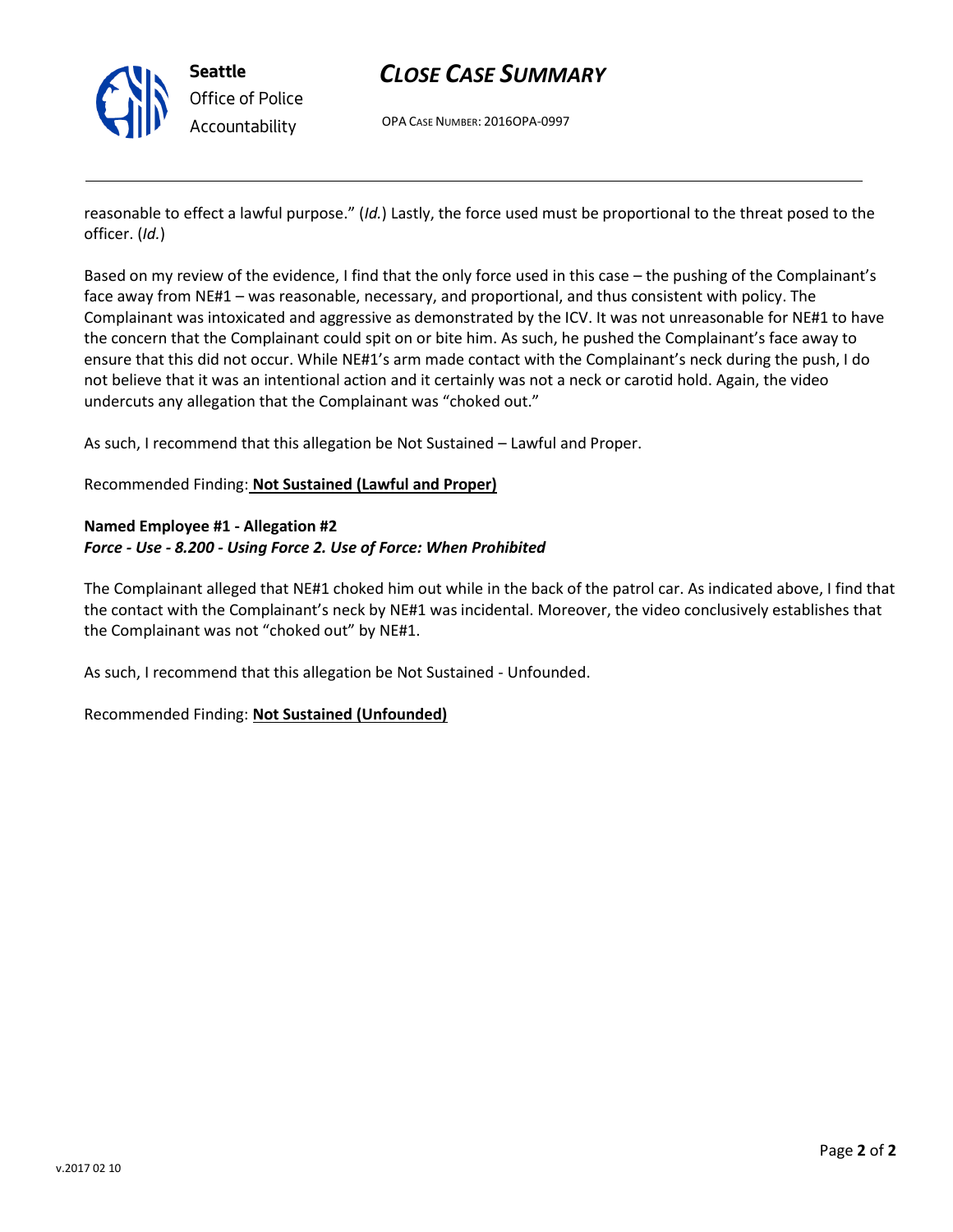reasonable to effect a lawful purpose." (*Id.*) Lastly, the force used must be proportional to the threat posed to the officer. (*Id.*)

Based on my review of the evidence, I find that the only force used in this case – the pushing of the Complainant's face away from NE#1 – was reasonable, necessary, and proportional, and thus consistent with policy. The Complainant was intoxicated and aggressive as demonstrated by the ICV. It was not unreasonable for NE#1 to have the concern that the Complainant could spit on or bite him. As such, he pushed the Complainant's face away to ensure that this did not occur. While NE#1's arm made contact with the Complainant's neck during the push, I do not believe that it was an intentional action and it certainly was not a neck or carotid hold. Again, the video undercuts any allegation that the Complainant was "choked out."

As such, I recommend that this allegation be Not Sustained – Lawful and Proper.

Recommended Finding: **Not Sustained (Lawful and Proper)**

**Named Employee #1 - Allegation #2**
***Force - Use - 8.200 - Using Force 2. Use of Force: When Prohibited***

The Complainant alleged that NE#1 choked him out while in the back of the patrol car. As indicated above, I find that the contact with the Complainant's neck by NE#1 was incidental. Moreover, the video conclusively establishes that the Complainant was not "choked out" by NE#1.

As such, I recommend that this allegation be Not Sustained - Unfounded.

Recommended Finding: **Not Sustained (Unfounded)**